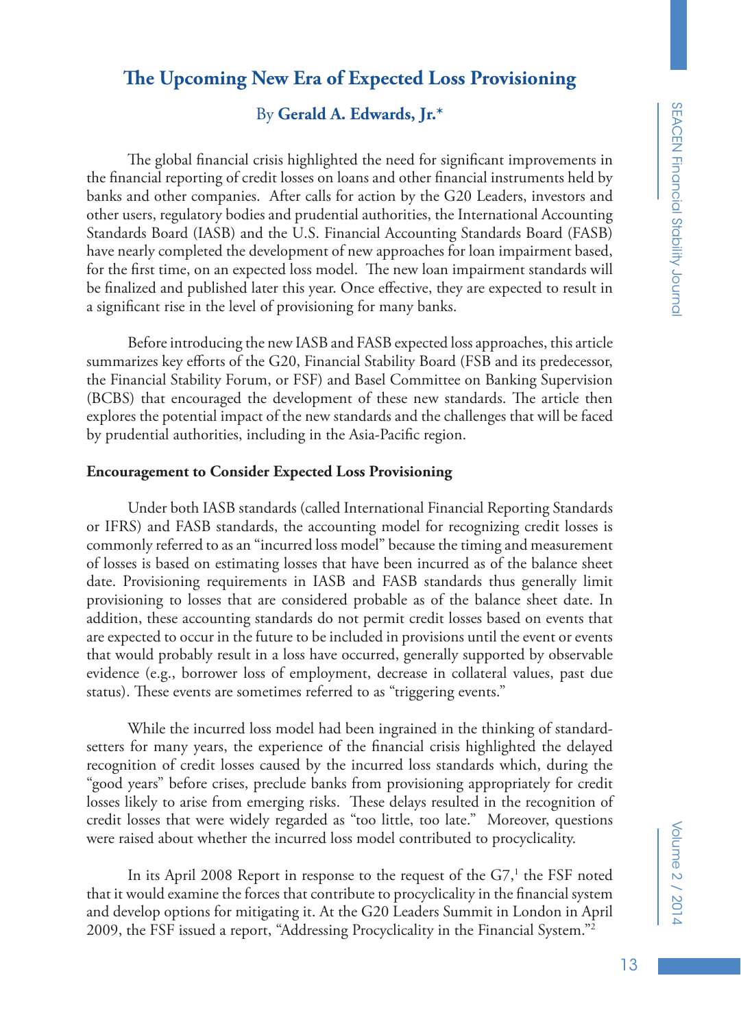# The Upcoming New Era of Expected Loss Provisioning

By **Gerald A. Edwards, Jr.***

The global financial crisis highlighted the need for significant improvements in the financial reporting of credit losses on loans and other financial instruments held by banks and other companies. After calls for action by the G20 Leaders, investors and other users, regulatory bodies and prudential authorities, the International Accounting Standards Board (IASB) and the U.S. Financial Accounting Standards Board (FASB) have nearly completed the development of new approaches for loan impairment based, for the first time, on an expected loss model. The new loan impairment standards will be finalized and published later this year. Once effective, they are expected to result in a significant rise in the level of provisioning for many banks.

Before introducing the new IASB and FASB expected loss approaches, this article summarizes key efforts of the G20, Financial Stability Board (FSB and its predecessor, the Financial Stability Forum, or FSF) and Basel Committee on Banking Supervision (BCBS) that encouraged the development of these new standards. The article then explores the potential impact of the new standards and the challenges that will be faced by prudential authorities, including in the Asia-Pacific region.

**Encouragement to Consider Expected Loss Provisioning**

Under both IASB standards (called International Financial Reporting Standards or IFRS) and FASB standards, the accounting model for recognizing credit losses is commonly referred to as an "incurred loss model" because the timing and measurement of losses is based on estimating losses that have been incurred as of the balance sheet date. Provisioning requirements in IASB and FASB standards thus generally limit provisioning to losses that are considered probable as of the balance sheet date. In addition, these accounting standards do not permit credit losses based on events that are expected to occur in the future to be included in provisions until the event or events that would probably result in a loss have occurred, generally supported by observable evidence (e.g., borrower loss of employment, decrease in collateral values, past due status). These events are sometimes referred to as "triggering events."

While the incurred loss model had been ingrained in the thinking of standard-setters for many years, the experience of the financial crisis highlighted the delayed recognition of credit losses caused by the incurred loss standards which, during the "good years" before crises, preclude banks from provisioning appropriately for credit losses likely to arise from emerging risks. These delays resulted in the recognition of credit losses that were widely regarded as "too little, too late." Moreover, questions were raised about whether the incurred loss model contributed to procyclicality.

In its April 2008 Report in response to the request of the G7,[1] the FSF noted that it would examine the forces that contribute to procyclicality in the financial system and develop options for mitigating it. At the G20 Leaders Summit in London in April 2009, the FSF issued a report, "Addressing Procyclicality in the Financial System."[2]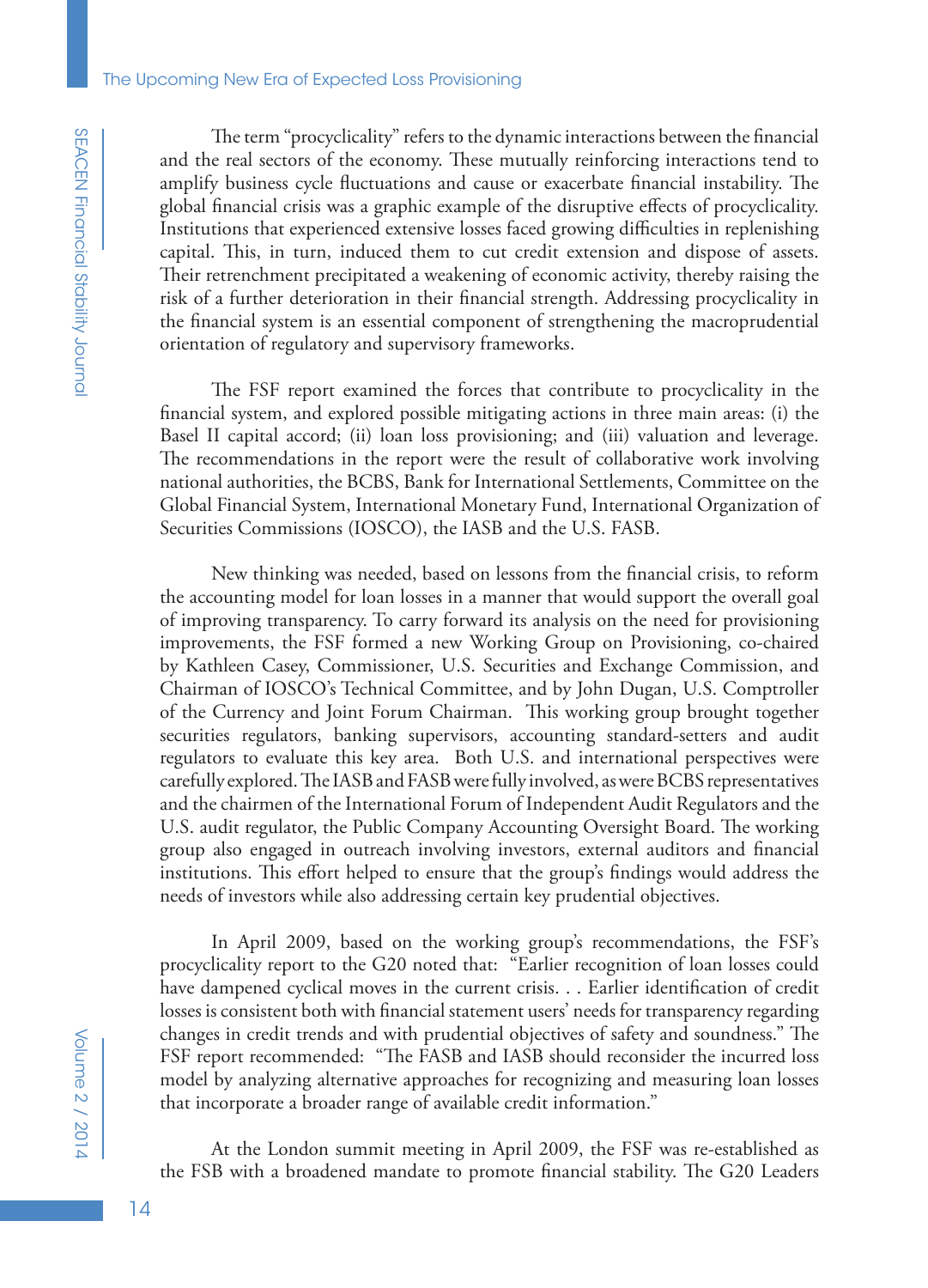The term "procyclicality" refers to the dynamic interactions between the financial and the real sectors of the economy. These mutually reinforcing interactions tend to amplify business cycle fluctuations and cause or exacerbate financial instability. The global financial crisis was a graphic example of the disruptive effects of procyclicality. Institutions that experienced extensive losses faced growing difficulties in replenishing capital. This, in turn, induced them to cut credit extension and dispose of assets. Their retrenchment precipitated a weakening of economic activity, thereby raising the risk of a further deterioration in their financial strength. Addressing procyclicality in the financial system is an essential component of strengthening the macroprudential orientation of regulatory and supervisory frameworks.

The FSF report examined the forces that contribute to procyclicality in the financial system, and explored possible mitigating actions in three main areas: (i) the Basel II capital accord; (ii) loan loss provisioning; and (iii) valuation and leverage. The recommendations in the report were the result of collaborative work involving national authorities, the BCBS, Bank for International Settlements, Committee on the Global Financial System, International Monetary Fund, International Organization of Securities Commissions (IOSCO), the IASB and the U.S. FASB.

New thinking was needed, based on lessons from the financial crisis, to reform the accounting model for loan losses in a manner that would support the overall goal of improving transparency. To carry forward its analysis on the need for provisioning improvements, the FSF formed a new Working Group on Provisioning, co-chaired by Kathleen Casey, Commissioner, U.S. Securities and Exchange Commission, and Chairman of IOSCO's Technical Committee, and by John Dugan, U.S. Comptroller of the Currency and Joint Forum Chairman. This working group brought together securities regulators, banking supervisors, accounting standard-setters and audit regulators to evaluate this key area. Both U.S. and international perspectives were carefully explored. The IASB and FASB were fully involved, as were BCBS representatives and the chairmen of the International Forum of Independent Audit Regulators and the U.S. audit regulator, the Public Company Accounting Oversight Board. The working group also engaged in outreach involving investors, external auditors and financial institutions. This effort helped to ensure that the group's findings would address the needs of investors while also addressing certain key prudential objectives.

In April 2009, based on the working group's recommendations, the FSF's procyclicality report to the G20 noted that: "Earlier recognition of loan losses could have dampened cyclical moves in the current crisis. . . Earlier identification of credit losses is consistent both with financial statement users' needs for transparency regarding changes in credit trends and with prudential objectives of safety and soundness." The FSF report recommended: "The FASB and IASB should reconsider the incurred loss model by analyzing alternative approaches for recognizing and measuring loan losses that incorporate a broader range of available credit information."

At the London summit meeting in April 2009, the FSF was re-established as the FSB with a broadened mandate to promote financial stability. The G20 Leaders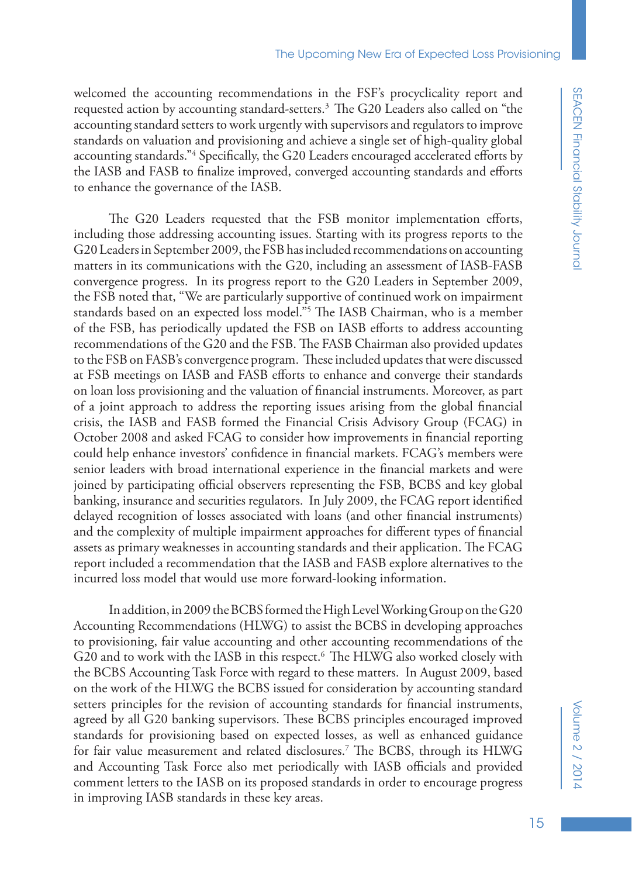welcomed the accounting recommendations in the FSF's procyclicality report and requested action by accounting standard-setters.[3] The G20 Leaders also called on "the accounting standard setters to work urgently with supervisors and regulators to improve standards on valuation and provisioning and achieve a single set of high-quality global accounting standards."[4] Specifically, the G20 Leaders encouraged accelerated efforts by the IASB and FASB to finalize improved, converged accounting standards and efforts to enhance the governance of the IASB.

The G20 Leaders requested that the FSB monitor implementation efforts, including those addressing accounting issues. Starting with its progress reports to the G20 Leaders in September 2009, the FSB has included recommendations on accounting matters in its communications with the G20, including an assessment of IASB-FASB convergence progress. In its progress report to the G20 Leaders in September 2009, the FSB noted that, "We are particularly supportive of continued work on impairment standards based on an expected loss model."[5] The IASB Chairman, who is a member of the FSB, has periodically updated the FSB on IASB efforts to address accounting recommendations of the G20 and the FSB. The FASB Chairman also provided updates to the FSB on FASB's convergence program. These included updates that were discussed at FSB meetings on IASB and FASB efforts to enhance and converge their standards on loan loss provisioning and the valuation of financial instruments. Moreover, as part of a joint approach to address the reporting issues arising from the global financial crisis, the IASB and FASB formed the Financial Crisis Advisory Group (FCAG) in October 2008 and asked FCAG to consider how improvements in financial reporting could help enhance investors' confidence in financial markets. FCAG's members were senior leaders with broad international experience in the financial markets and were joined by participating official observers representing the FSB, BCBS and key global banking, insurance and securities regulators. In July 2009, the FCAG report identified delayed recognition of losses associated with loans (and other financial instruments) and the complexity of multiple impairment approaches for different types of financial assets as primary weaknesses in accounting standards and their application. The FCAG report included a recommendation that the IASB and FASB explore alternatives to the incurred loss model that would use more forward-looking information.

In addition, in 2009 the BCBS formed the High Level Working Group on the G20 Accounting Recommendations (HLWG) to assist the BCBS in developing approaches to provisioning, fair value accounting and other accounting recommendations of the G20 and to work with the IASB in this respect.[6] The HLWG also worked closely with the BCBS Accounting Task Force with regard to these matters. In August 2009, based on the work of the HLWG the BCBS issued for consideration by accounting standard setters principles for the revision of accounting standards for financial instruments, agreed by all G20 banking supervisors. These BCBS principles encouraged improved standards for provisioning based on expected losses, as well as enhanced guidance for fair value measurement and related disclosures.[7] The BCBS, through its HLWG and Accounting Task Force also met periodically with IASB officials and provided comment letters to the IASB on its proposed standards in order to encourage progress in improving IASB standards in these key areas.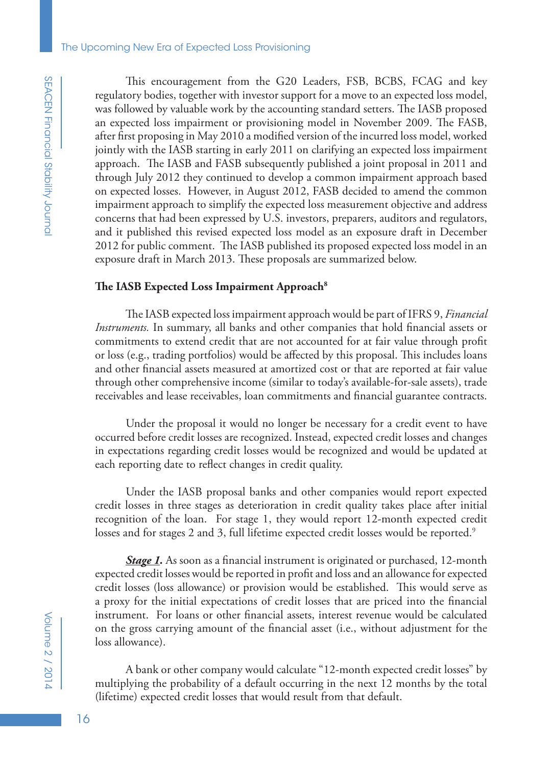This encouragement from the G20 Leaders, FSB, BCBS, FCAG and key regulatory bodies, together with investor support for a move to an expected loss model, was followed by valuable work by the accounting standard setters. The IASB proposed an expected loss impairment or provisioning model in November 2009. The FASB, after first proposing in May 2010 a modified version of the incurred loss model, worked jointly with the IASB starting in early 2011 on clarifying an expected loss impairment approach. The IASB and FASB subsequently published a joint proposal in 2011 and through July 2012 they continued to develop a common impairment approach based on expected losses. However, in August 2012, FASB decided to amend the common impairment approach to simplify the expected loss measurement objective and address concerns that had been expressed by U.S. investors, preparers, auditors and regulators, and it published this revised expected loss model as an exposure draft in December 2012 for public comment. The IASB published its proposed expected loss model in an exposure draft in March 2013. These proposals are summarized below.

### The IASB Expected Loss Impairment Approach[8]

The IASB expected loss impairment approach would be part of IFRS 9, *Financial Instruments.* In summary, all banks and other companies that hold financial assets or commitments to extend credit that are not accounted for at fair value through profit or loss (e.g., trading portfolios) would be affected by this proposal. This includes loans and other financial assets measured at amortized cost or that are reported at fair value through other comprehensive income (similar to today's available-for-sale assets), trade receivables and lease receivables, loan commitments and financial guarantee contracts.

Under the proposal it would no longer be necessary for a credit event to have occurred before credit losses are recognized. Instead, expected credit losses and changes in expectations regarding credit losses would be recognized and would be updated at each reporting date to reflect changes in credit quality.

Under the IASB proposal banks and other companies would report expected credit losses in three stages as deterioration in credit quality takes place after initial recognition of the loan. For stage 1, they would report 12-month expected credit losses and for stages 2 and 3, full lifetime expected credit losses would be reported.[9]

***Stage 1.*** As soon as a financial instrument is originated or purchased, 12-month expected credit losses would be reported in profit and loss and an allowance for expected credit losses (loss allowance) or provision would be established. This would serve as a proxy for the initial expectations of credit losses that are priced into the financial instrument. For loans or other financial assets, interest revenue would be calculated on the gross carrying amount of the financial asset (i.e., without adjustment for the loss allowance).

A bank or other company would calculate "12-month expected credit losses" by multiplying the probability of a default occurring in the next 12 months by the total (lifetime) expected credit losses that would result from that default.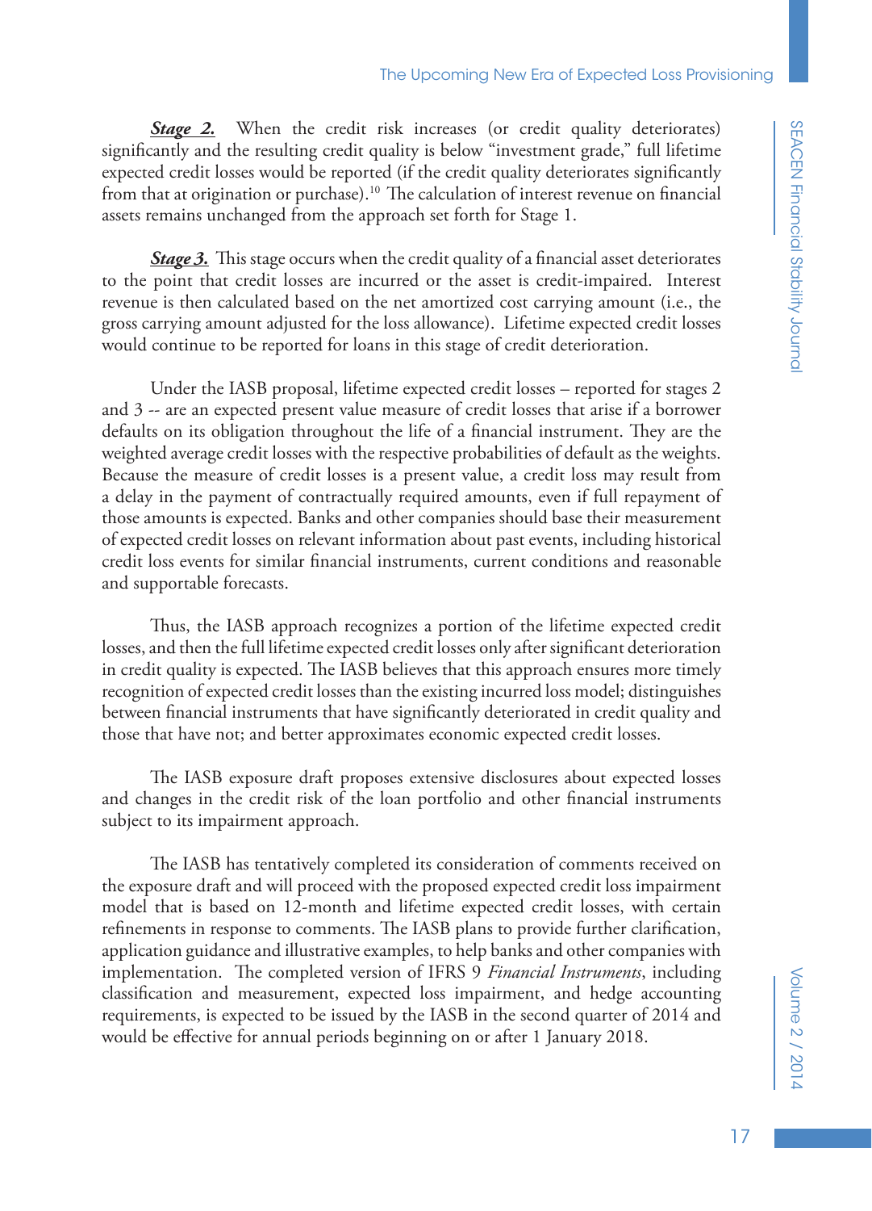***Stage 2.*** When the credit risk increases (or credit quality deteriorates) significantly and the resulting credit quality is below "investment grade," full lifetime expected credit losses would be reported (if the credit quality deteriorates significantly from that at origination or purchase).[10] The calculation of interest revenue on financial assets remains unchanged from the approach set forth for Stage 1.

***Stage 3.*** This stage occurs when the credit quality of a financial asset deteriorates to the point that credit losses are incurred or the asset is credit-impaired. Interest revenue is then calculated based on the net amortized cost carrying amount (i.e., the gross carrying amount adjusted for the loss allowance). Lifetime expected credit losses would continue to be reported for loans in this stage of credit deterioration.

Under the IASB proposal, lifetime expected credit losses – reported for stages 2 and 3 -- are an expected present value measure of credit losses that arise if a borrower defaults on its obligation throughout the life of a financial instrument. They are the weighted average credit losses with the respective probabilities of default as the weights. Because the measure of credit losses is a present value, a credit loss may result from a delay in the payment of contractually required amounts, even if full repayment of those amounts is expected. Banks and other companies should base their measurement of expected credit losses on relevant information about past events, including historical credit loss events for similar financial instruments, current conditions and reasonable and supportable forecasts.

Thus, the IASB approach recognizes a portion of the lifetime expected credit losses, and then the full lifetime expected credit losses only after significant deterioration in credit quality is expected. The IASB believes that this approach ensures more timely recognition of expected credit losses than the existing incurred loss model; distinguishes between financial instruments that have significantly deteriorated in credit quality and those that have not; and better approximates economic expected credit losses.

The IASB exposure draft proposes extensive disclosures about expected losses and changes in the credit risk of the loan portfolio and other financial instruments subject to its impairment approach.

The IASB has tentatively completed its consideration of comments received on the exposure draft and will proceed with the proposed expected credit loss impairment model that is based on 12-month and lifetime expected credit losses, with certain refinements in response to comments. The IASB plans to provide further clarification, application guidance and illustrative examples, to help banks and other companies with implementation. The completed version of IFRS 9 *Financial Instruments*, including classification and measurement, expected loss impairment, and hedge accounting requirements, is expected to be issued by the IASB in the second quarter of 2014 and would be effective for annual periods beginning on or after 1 January 2018.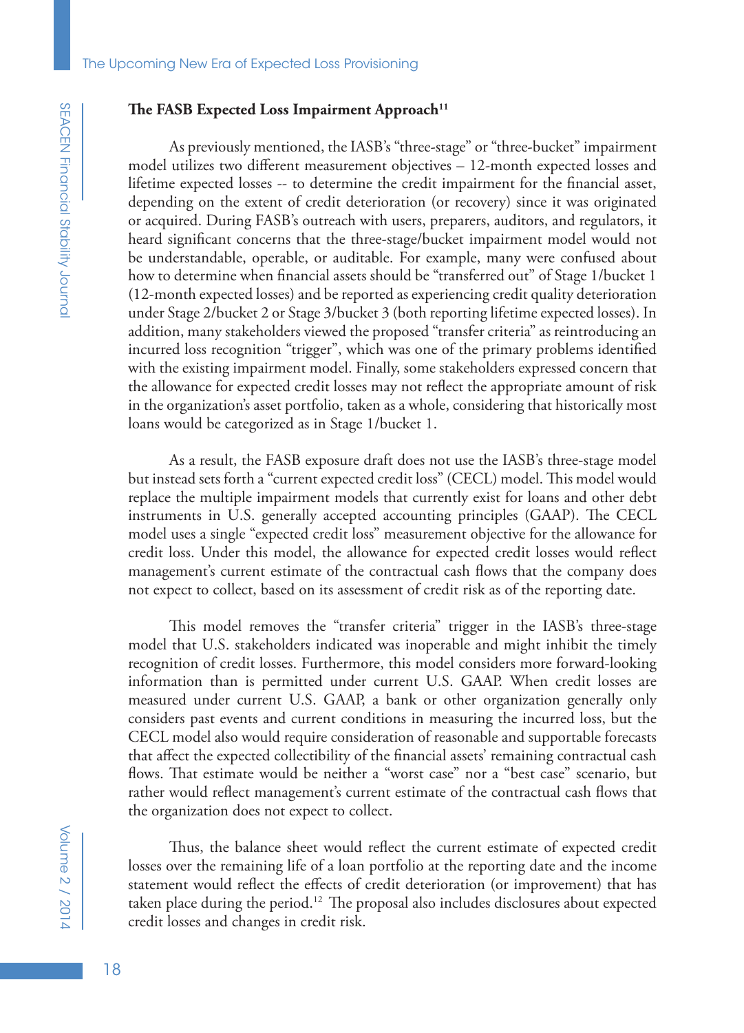### The FASB Expected Loss Impairment Approach[11]

As previously mentioned, the IASB's "three-stage" or "three-bucket" impairment model utilizes two different measurement objectives – 12-month expected losses and lifetime expected losses -- to determine the credit impairment for the financial asset, depending on the extent of credit deterioration (or recovery) since it was originated or acquired. During FASB's outreach with users, preparers, auditors, and regulators, it heard significant concerns that the three-stage/bucket impairment model would not be understandable, operable, or auditable. For example, many were confused about how to determine when financial assets should be "transferred out" of Stage 1/bucket 1 (12-month expected losses) and be reported as experiencing credit quality deterioration under Stage 2/bucket 2 or Stage 3/bucket 3 (both reporting lifetime expected losses). In addition, many stakeholders viewed the proposed "transfer criteria" as reintroducing an incurred loss recognition "trigger", which was one of the primary problems identified with the existing impairment model. Finally, some stakeholders expressed concern that the allowance for expected credit losses may not reflect the appropriate amount of risk in the organization's asset portfolio, taken as a whole, considering that historically most loans would be categorized as in Stage 1/bucket 1.

As a result, the FASB exposure draft does not use the IASB's three-stage model but instead sets forth a "current expected credit loss" (CECL) model. This model would replace the multiple impairment models that currently exist for loans and other debt instruments in U.S. generally accepted accounting principles (GAAP). The CECL model uses a single "expected credit loss" measurement objective for the allowance for credit loss. Under this model, the allowance for expected credit losses would reflect management's current estimate of the contractual cash flows that the company does not expect to collect, based on its assessment of credit risk as of the reporting date.

This model removes the "transfer criteria" trigger in the IASB's three-stage model that U.S. stakeholders indicated was inoperable and might inhibit the timely recognition of credit losses. Furthermore, this model considers more forward-looking information than is permitted under current U.S. GAAP. When credit losses are measured under current U.S. GAAP, a bank or other organization generally only considers past events and current conditions in measuring the incurred loss, but the CECL model also would require consideration of reasonable and supportable forecasts that affect the expected collectibility of the financial assets' remaining contractual cash flows. That estimate would be neither a "worst case" nor a "best case" scenario, but rather would reflect management's current estimate of the contractual cash flows that the organization does not expect to collect.

Thus, the balance sheet would reflect the current estimate of expected credit losses over the remaining life of a loan portfolio at the reporting date and the income statement would reflect the effects of credit deterioration (or improvement) that has taken place during the period.[12] The proposal also includes disclosures about expected credit losses and changes in credit risk.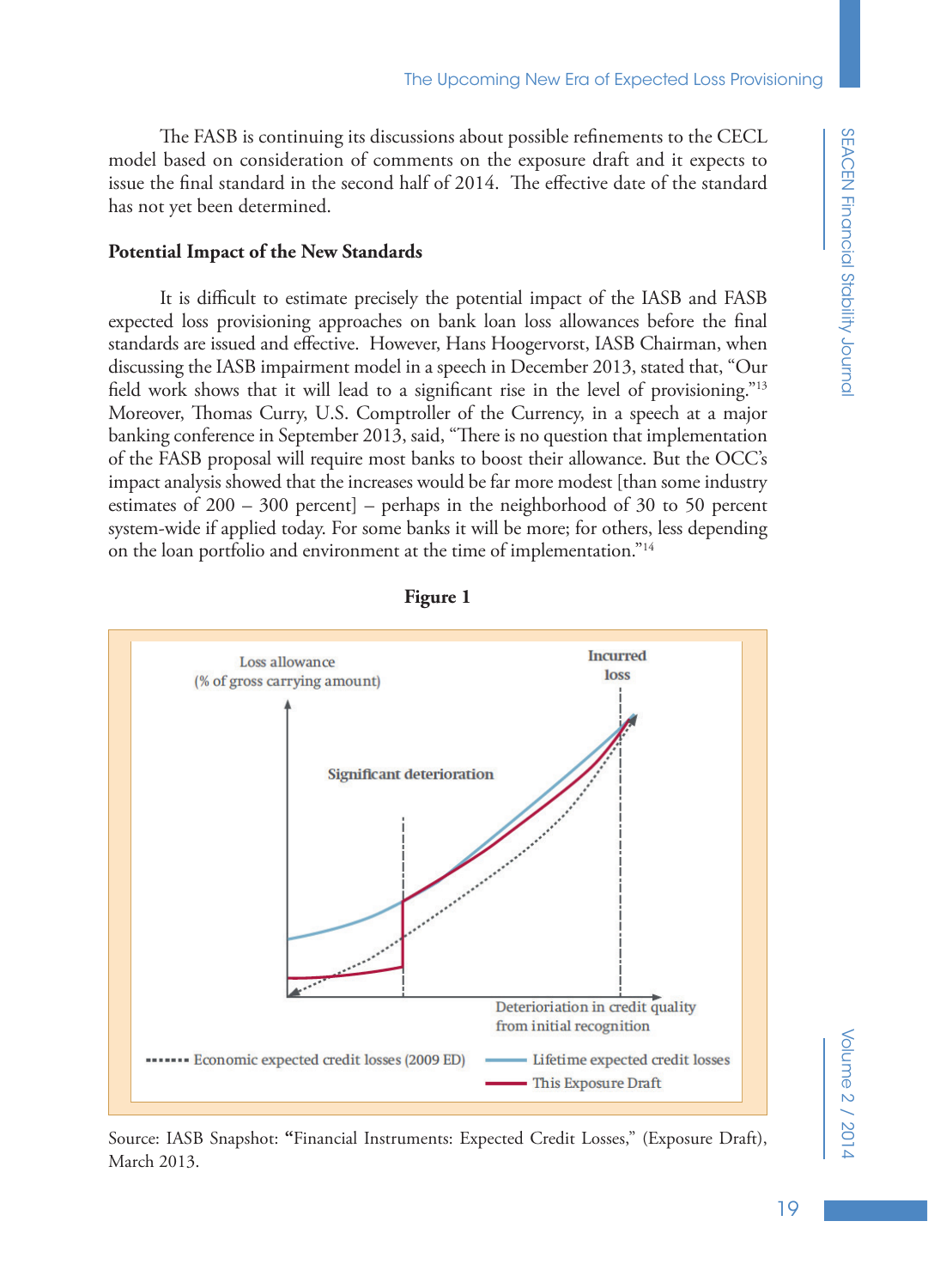The FASB is continuing its discussions about possible refinements to the CECL model based on consideration of comments on the exposure draft and it expects to issue the final standard in the second half of 2014. The effective date of the standard has not yet been determined.

**Potential Impact of the New Standards**

It is difficult to estimate precisely the potential impact of the IASB and FASB expected loss provisioning approaches on bank loan loss allowances before the final standards are issued and effective. However, Hans Hoogervorst, IASB Chairman, when discussing the IASB impairment model in a speech in December 2013, stated that, "Our field work shows that it will lead to a significant rise in the level of provisioning."[13] Moreover, Thomas Curry, U.S. Comptroller of the Currency, in a speech at a major banking conference in September 2013, said, "There is no question that implementation of the FASB proposal will require most banks to boost their allowance. But the OCC's impact analysis showed that the increases would be far more modest [than some industry estimates of 200 – 300 percent] – perhaps in the neighborhood of 30 to 50 percent system-wide if applied today. For some banks it will be more; for others, less depending on the loan portfolio and environment at the time of implementation."[14]

**Figure 1**

Source: IASB Snapshot: "Financial Instruments: Expected Credit Losses," (Exposure Draft), March 2013.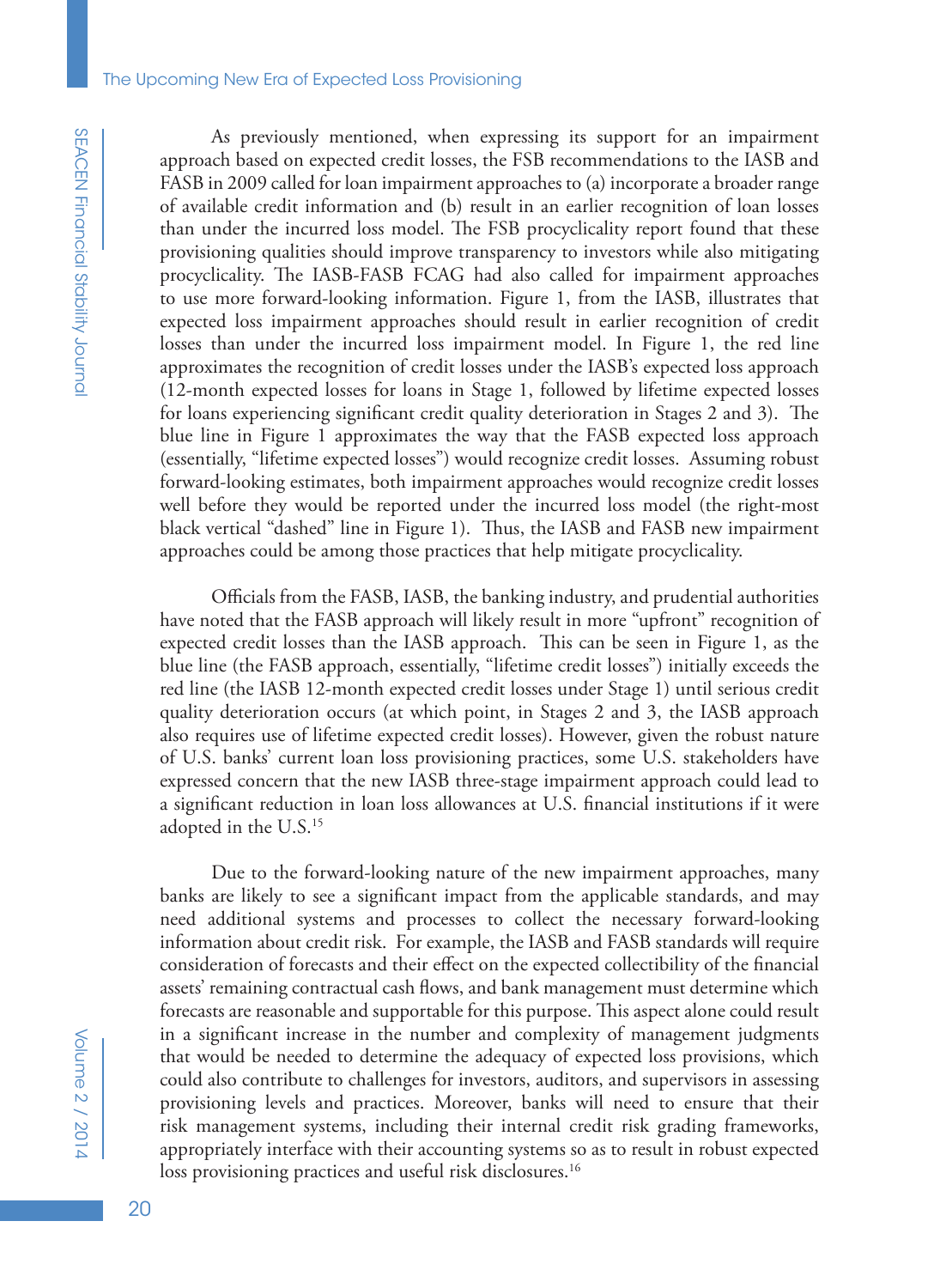As previously mentioned, when expressing its support for an impairment approach based on expected credit losses, the FSB recommendations to the IASB and FASB in 2009 called for loan impairment approaches to (a) incorporate a broader range of available credit information and (b) result in an earlier recognition of loan losses than under the incurred loss model. The FSB procyclicality report found that these provisioning qualities should improve transparency to investors while also mitigating procyclicality. The IASB-FASB FCAG had also called for impairment approaches to use more forward-looking information. Figure 1, from the IASB, illustrates that expected loss impairment approaches should result in earlier recognition of credit losses than under the incurred loss impairment model. In Figure 1, the red line approximates the recognition of credit losses under the IASB's expected loss approach (12-month expected losses for loans in Stage 1, followed by lifetime expected losses for loans experiencing significant credit quality deterioration in Stages 2 and 3). The blue line in Figure 1 approximates the way that the FASB expected loss approach (essentially, "lifetime expected losses") would recognize credit losses. Assuming robust forward-looking estimates, both impairment approaches would recognize credit losses well before they would be reported under the incurred loss model (the right-most black vertical "dashed" line in Figure 1). Thus, the IASB and FASB new impairment approaches could be among those practices that help mitigate procyclicality.

Officials from the FASB, IASB, the banking industry, and prudential authorities have noted that the FASB approach will likely result in more "upfront" recognition of expected credit losses than the IASB approach. This can be seen in Figure 1, as the blue line (the FASB approach, essentially, "lifetime credit losses") initially exceeds the red line (the IASB 12-month expected credit losses under Stage 1) until serious credit quality deterioration occurs (at which point, in Stages 2 and 3, the IASB approach also requires use of lifetime expected credit losses). However, given the robust nature of U.S. banks' current loan loss provisioning practices, some U.S. stakeholders have expressed concern that the new IASB three-stage impairment approach could lead to a significant reduction in loan loss allowances at U.S. financial institutions if it were adopted in the U.S.[15]

Due to the forward-looking nature of the new impairment approaches, many banks are likely to see a significant impact from the applicable standards, and may need additional systems and processes to collect the necessary forward-looking information about credit risk. For example, the IASB and FASB standards will require consideration of forecasts and their effect on the expected collectibility of the financial assets' remaining contractual cash flows, and bank management must determine which forecasts are reasonable and supportable for this purpose. This aspect alone could result in a significant increase in the number and complexity of management judgments that would be needed to determine the adequacy of expected loss provisions, which could also contribute to challenges for investors, auditors, and supervisors in assessing provisioning levels and practices. Moreover, banks will need to ensure that their risk management systems, including their internal credit risk grading frameworks, appropriately interface with their accounting systems so as to result in robust expected loss provisioning practices and useful risk disclosures.[16]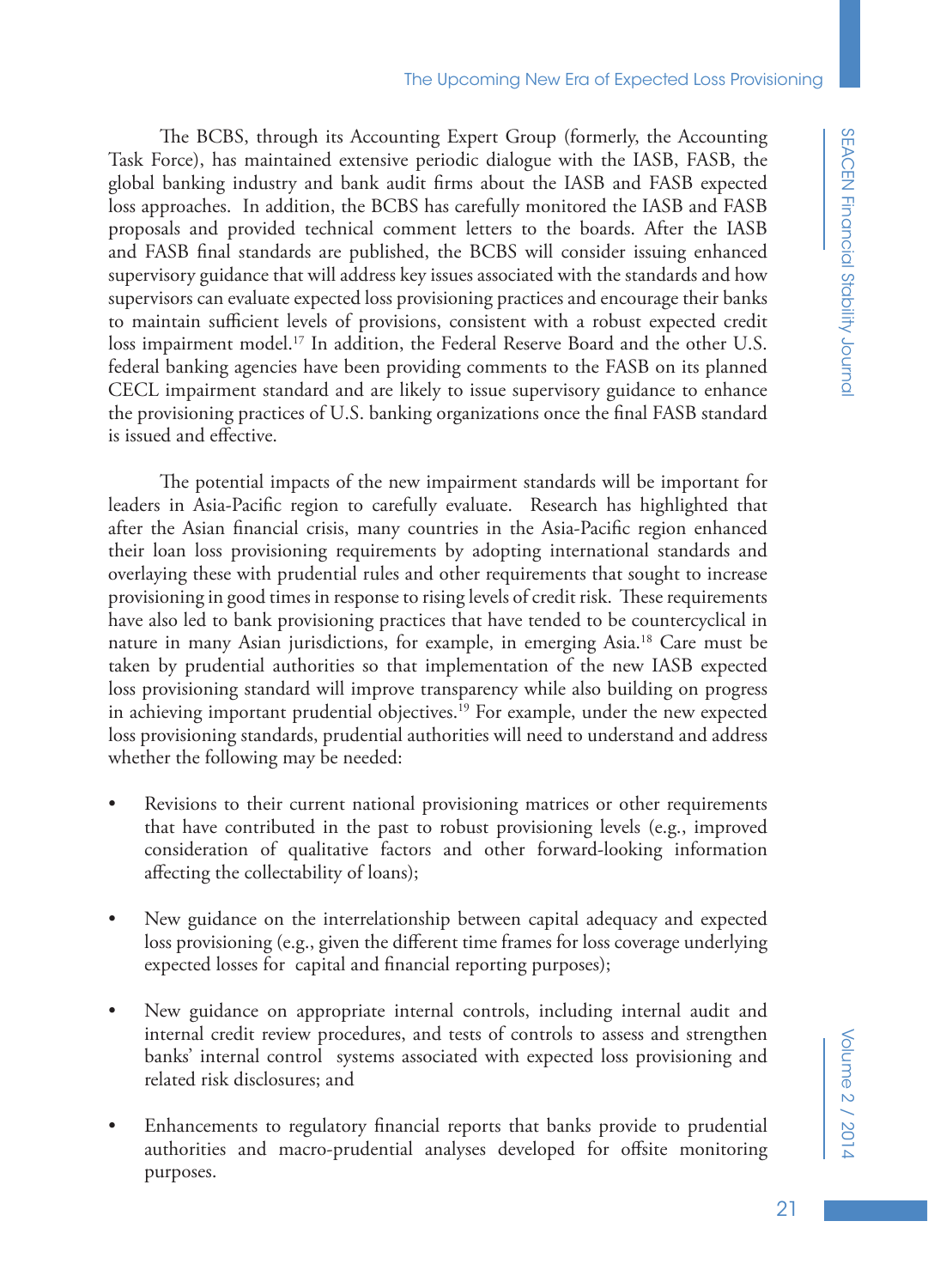The BCBS, through its Accounting Expert Group (formerly, the Accounting Task Force), has maintained extensive periodic dialogue with the IASB, FASB, the global banking industry and bank audit firms about the IASB and FASB expected loss approaches. In addition, the BCBS has carefully monitored the IASB and FASB proposals and provided technical comment letters to the boards. After the IASB and FASB final standards are published, the BCBS will consider issuing enhanced supervisory guidance that will address key issues associated with the standards and how supervisors can evaluate expected loss provisioning practices and encourage their banks to maintain sufficient levels of provisions, consistent with a robust expected credit loss impairment model.[17] In addition, the Federal Reserve Board and the other U.S. federal banking agencies have been providing comments to the FASB on its planned CECL impairment standard and are likely to issue supervisory guidance to enhance the provisioning practices of U.S. banking organizations once the final FASB standard is issued and effective.

The potential impacts of the new impairment standards will be important for leaders in Asia-Pacific region to carefully evaluate. Research has highlighted that after the Asian financial crisis, many countries in the Asia-Pacific region enhanced their loan loss provisioning requirements by adopting international standards and overlaying these with prudential rules and other requirements that sought to increase provisioning in good times in response to rising levels of credit risk. These requirements have also led to bank provisioning practices that have tended to be countercyclical in nature in many Asian jurisdictions, for example, in emerging Asia.[18] Care must be taken by prudential authorities so that implementation of the new IASB expected loss provisioning standard will improve transparency while also building on progress in achieving important prudential objectives.[19] For example, under the new expected loss provisioning standards, prudential authorities will need to understand and address whether the following may be needed:

- Revisions to their current national provisioning matrices or other requirements that have contributed in the past to robust provisioning levels (e.g., improved consideration of qualitative factors and other forward-looking information affecting the collectability of loans);

- New guidance on the interrelationship between capital adequacy and expected loss provisioning (e.g., given the different time frames for loss coverage underlying expected losses for capital and financial reporting purposes);

- New guidance on appropriate internal controls, including internal audit and internal credit review procedures, and tests of controls to assess and strengthen banks' internal control systems associated with expected loss provisioning and related risk disclosures; and

- Enhancements to regulatory financial reports that banks provide to prudential authorities and macro-prudential analyses developed for offsite monitoring purposes.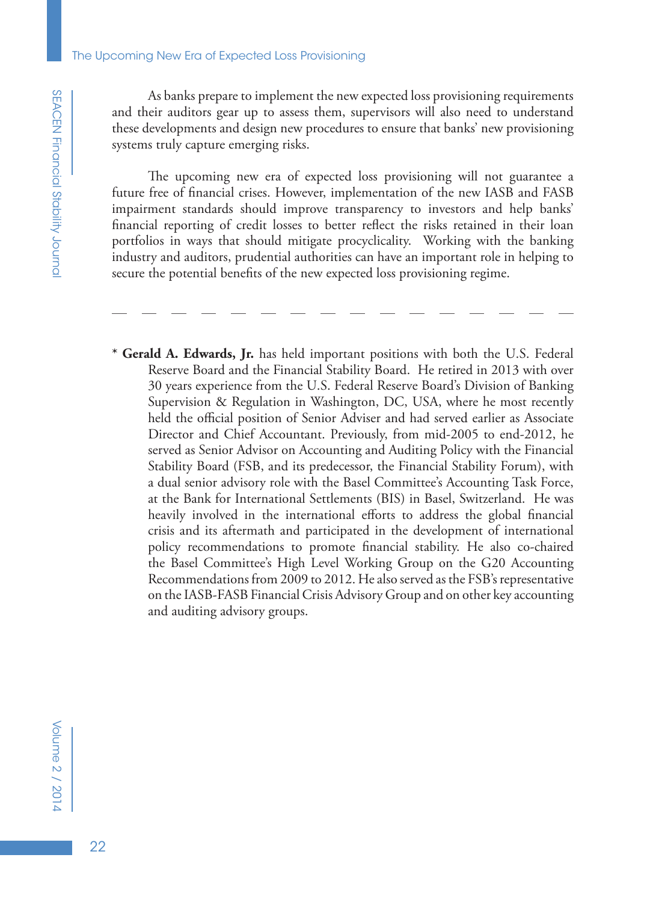As banks prepare to implement the new expected loss provisioning requirements and their auditors gear up to assess them, supervisors will also need to understand these developments and design new procedures to ensure that banks' new provisioning systems truly capture emerging risks.

The upcoming new era of expected loss provisioning will not guarantee a future free of financial crises. However, implementation of the new IASB and FASB impairment standards should improve transparency to investors and help banks' financial reporting of credit losses to better reflect the risks retained in their loan portfolios in ways that should mitigate procyclicality. Working with the banking industry and auditors, prudential authorities can have an important role in helping to secure the potential benefits of the new expected loss provisioning regime.

---

* **Gerald A. Edwards, Jr.** has held important positions with both the U.S. Federal Reserve Board and the Financial Stability Board. He retired in 2013 with over 30 years experience from the U.S. Federal Reserve Board's Division of Banking Supervision & Regulation in Washington, DC, USA, where he most recently held the official position of Senior Adviser and had served earlier as Associate Director and Chief Accountant. Previously, from mid-2005 to end-2012, he served as Senior Advisor on Accounting and Auditing Policy with the Financial Stability Board (FSB, and its predecessor, the Financial Stability Forum), with a dual senior advisory role with the Basel Committee's Accounting Task Force, at the Bank for International Settlements (BIS) in Basel, Switzerland. He was heavily involved in the international efforts to address the global financial crisis and its aftermath and participated in the development of international policy recommendations to promote financial stability. He also co-chaired the Basel Committee's High Level Working Group on the G20 Accounting Recommendations from 2009 to 2012. He also served as the FSB's representative on the IASB-FASB Financial Crisis Advisory Group and on other key accounting and auditing advisory groups.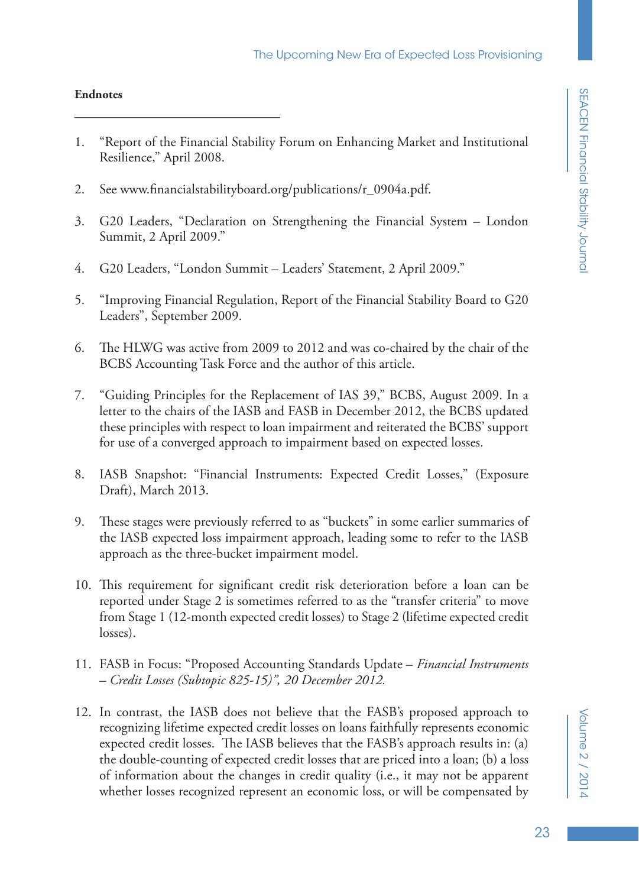**Endnotes**

1. "Report of the Financial Stability Forum on Enhancing Market and Institutional Resilience," April 2008.

2. See www.financialstabilityboard.org/publications/r_0904a.pdf.

3. G20 Leaders, "Declaration on Strengthening the Financial System – London Summit, 2 April 2009."

4. G20 Leaders, "London Summit – Leaders' Statement, 2 April 2009."

5. "Improving Financial Regulation, Report of the Financial Stability Board to G20 Leaders", September 2009.

6. The HLWG was active from 2009 to 2012 and was co-chaired by the chair of the BCBS Accounting Task Force and the author of this article.

7. "Guiding Principles for the Replacement of IAS 39," BCBS, August 2009. In a letter to the chairs of the IASB and FASB in December 2012, the BCBS updated these principles with respect to loan impairment and reiterated the BCBS' support for use of a converged approach to impairment based on expected losses.

8. IASB Snapshot: "Financial Instruments: Expected Credit Losses," (Exposure Draft), March 2013.

9. These stages were previously referred to as "buckets" in some earlier summaries of the IASB expected loss impairment approach, leading some to refer to the IASB approach as the three-bucket impairment model.

10. This requirement for significant credit risk deterioration before a loan can be reported under Stage 2 is sometimes referred to as the "transfer criteria" to move from Stage 1 (12-month expected credit losses) to Stage 2 (lifetime expected credit losses).

11. FASB in Focus: "Proposed Accounting Standards Update – *Financial Instruments – Credit Losses (Subtopic 825-15)", 20 December 2012.*

12. In contrast, the IASB does not believe that the FASB's proposed approach to recognizing lifetime expected credit losses on loans faithfully represents economic expected credit losses. The IASB believes that the FASB's approach results in: (a) the double-counting of expected credit losses that are priced into a loan; (b) a loss of information about the changes in credit quality (i.e., it may not be apparent whether losses recognized represent an economic loss, or will be compensated by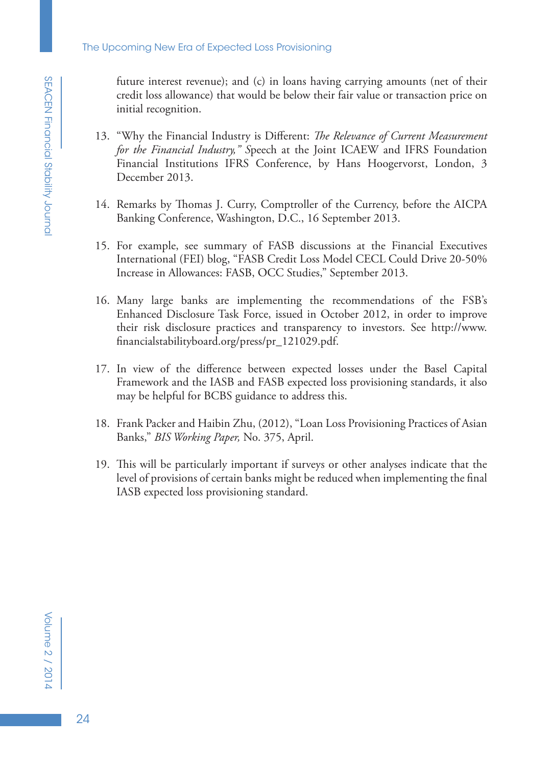future interest revenue); and (c) in loans having carrying amounts (net of their credit loss allowance) that would be below their fair value or transaction price on initial recognition.

13. "Why the Financial Industry is Different: *The Relevance of Current Measurement for the Financial Industry,"* Speech at the Joint ICAEW and IFRS Foundation Financial Institutions IFRS Conference, by Hans Hoogervorst, London, 3 December 2013.

14. Remarks by Thomas J. Curry, Comptroller of the Currency, before the AICPA Banking Conference, Washington, D.C., 16 September 2013.

15. For example, see summary of FASB discussions at the Financial Executives International (FEI) blog, "FASB Credit Loss Model CECL Could Drive 20-50% Increase in Allowances: FASB, OCC Studies," September 2013.

16. Many large banks are implementing the recommendations of the FSB's Enhanced Disclosure Task Force, issued in October 2012, in order to improve their risk disclosure practices and transparency to investors. See http://www.financialstabilityboard.org/press/pr_121029.pdf.

17. In view of the difference between expected losses under the Basel Capital Framework and the IASB and FASB expected loss provisioning standards, it also may be helpful for BCBS guidance to address this.

18. Frank Packer and Haibin Zhu, (2012), "Loan Loss Provisioning Practices of Asian Banks," *BIS Working Paper,* No. 375, April.

19. This will be particularly important if surveys or other analyses indicate that the level of provisions of certain banks might be reduced when implementing the final IASB expected loss provisioning standard.